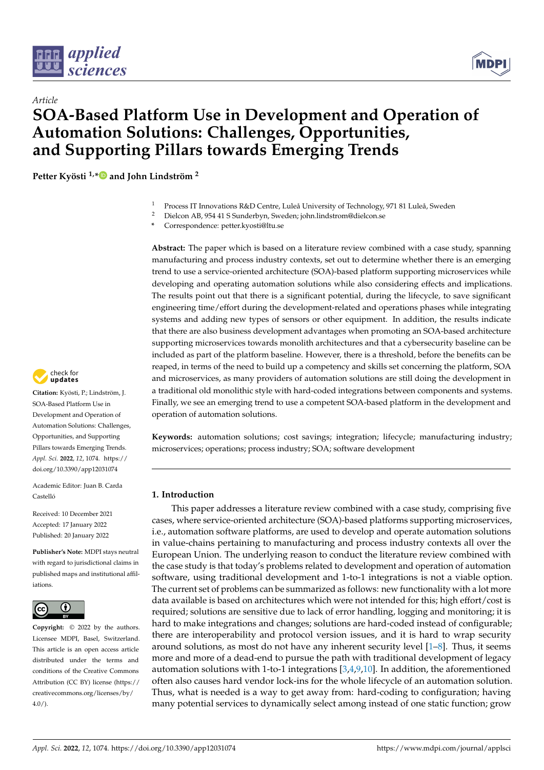Article

# SOA-Based Platform Use in Development and Operation of Automation Solutions: Challenges, Opportunities, and Supporting Pillars towards Emerging Trends

**Petter Kyösti [1,*] and John Lindström [2]**

[1] Process IT Innovations R&D Centre, Luleå University of Technology, 971 81 Luleå, Sweden
[2] Dielcon AB, 954 41 S Sunderbyn, Sweden; john.lindstrom@dielcon.se
\* Correspondence: petter.kyosti@ltu.se

**Abstract:** The paper which is based on a literature review combined with a case study, spanning manufacturing and process industry contexts, set out to determine whether there is an emerging trend to use a service-oriented architecture (SOA)-based platform supporting microservices while developing and operating automation solutions while also considering effects and implications. The results point out that there is a significant potential, during the lifecycle, to save significant engineering time/effort during the development-related and operations phases while integrating systems and adding new types of sensors or other equipment. In addition, the results indicate that there are also business development advantages when promoting an SOA-based architecture supporting microservices towards monolith architectures and that a cybersecurity baseline can be included as part of the platform baseline. However, there is a threshold, before the benefits can be reaped, in terms of the need to build up a competency and skills set concerning the platform, SOA and microservices, as many providers of automation solutions are still doing the development in a traditional old monolithic style with hard-coded integrations between components and systems. Finally, we see an emerging trend to use a competent SOA-based platform in the development and operation of automation solutions.

**Keywords:** automation solutions; cost savings; integration; lifecycle; manufacturing industry; microservices; operations; process industry; SOA; software development

**Citation:** Kyösti, P.; Lindström, J. SOA-Based Platform Use in Development and Operation of Automation Solutions: Challenges, Opportunities, and Supporting Pillars towards Emerging Trends. *Appl. Sci.* **2022**, *12*, 1074. https://doi.org/10.3390/app12031074

Academic Editor: Juan B. Carda Castelló

Received: 10 December 2021
Accepted: 17 January 2022
Published: 20 January 2022

**Publisher's Note:** MDPI stays neutral with regard to jurisdictional claims in published maps and institutional affiliations.

**Copyright:** © 2022 by the authors. Licensee MDPI, Basel, Switzerland. This article is an open access article distributed under the terms and conditions of the Creative Commons Attribution (CC BY) license (https://creativecommons.org/licenses/by/4.0/).

## 1. Introduction

This paper addresses a literature review combined with a case study, comprising five cases, where service-oriented architecture (SOA)-based platforms supporting microservices, i.e., automation software platforms, are used to develop and operate automation solutions in value-chains pertaining to manufacturing and process industry contexts all over the European Union. The underlying reason to conduct the literature review combined with the case study is that today's problems related to development and operation of automation software, using traditional development and 1-to-1 integrations is not a viable option. The current set of problems can be summarized as follows: new functionality with a lot more data available is based on architectures which were not intended for this; high effort/cost is required; solutions are sensitive due to lack of error handling, logging and monitoring; it is hard to make integrations and changes; solutions are hard-coded instead of configurable; there are interoperability and protocol version issues, and it is hard to wrap security around solutions, as most do not have any inherent security level [1–8]. Thus, it seems more and more of a dead-end to pursue the path with traditional development of legacy automation solutions with 1-to-1 integrations [3,4,9,10]. In addition, the aforementioned often also causes hard vendor lock-ins for the whole lifecycle of an automation solution. Thus, what is needed is a way to get away from: hard-coding to configuration; having many potential services to dynamically select among instead of one static function; grow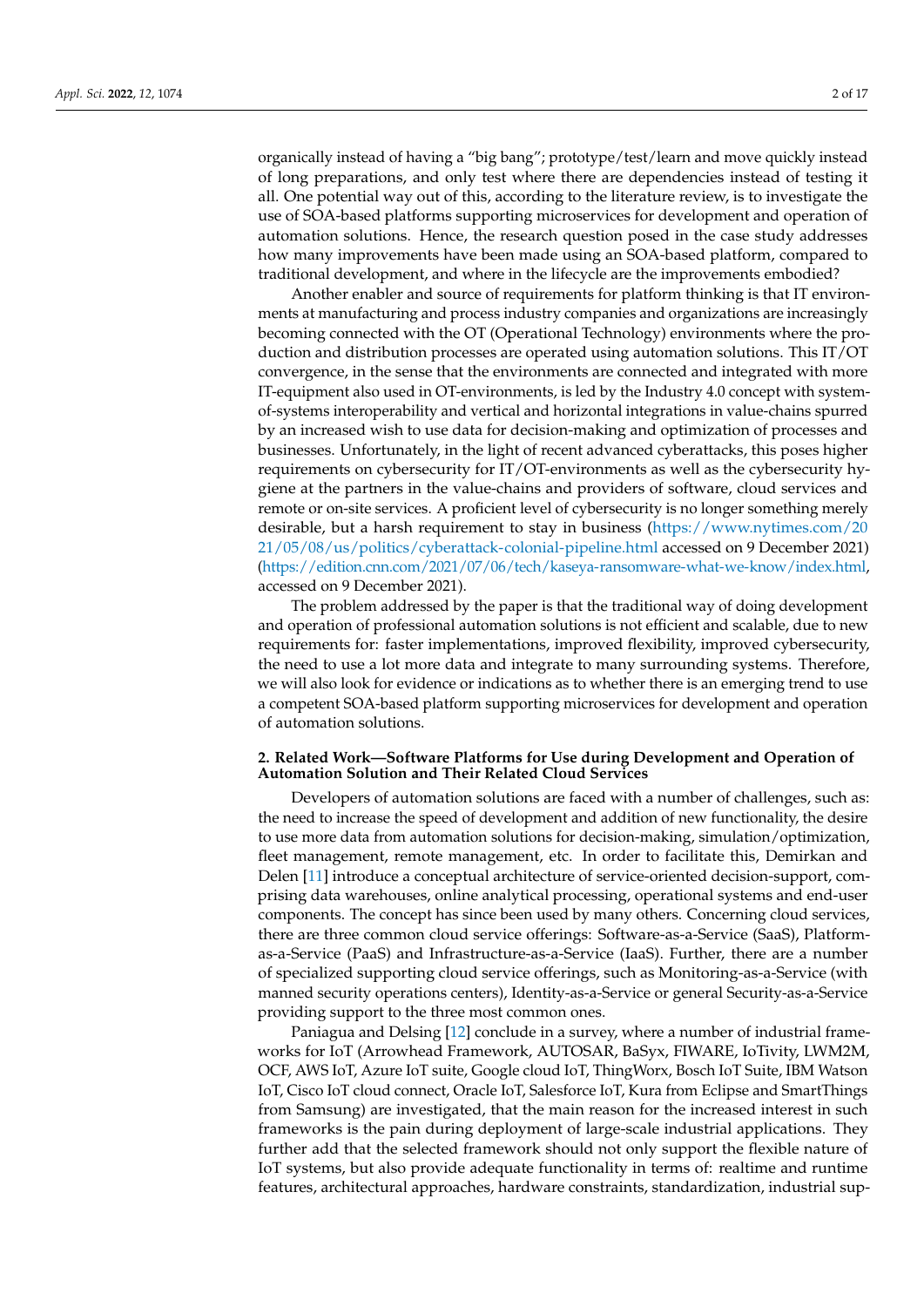organically instead of having a "big bang"; prototype/test/learn and move quickly instead of long preparations, and only test where there are dependencies instead of testing it all. One potential way out of this, according to the literature review, is to investigate the use of SOA-based platforms supporting microservices for development and operation of automation solutions. Hence, the research question posed in the case study addresses how many improvements have been made using an SOA-based platform, compared to traditional development, and where in the lifecycle are the improvements embodied?

Another enabler and source of requirements for platform thinking is that IT environments at manufacturing and process industry companies and organizations are increasingly becoming connected with the OT (Operational Technology) environments where the production and distribution processes are operated using automation solutions. This IT/OT convergence, in the sense that the environments are connected and integrated with more IT-equipment also used in OT-environments, is led by the Industry 4.0 concept with system-of-systems interoperability and vertical and horizontal integrations in value-chains spurred by an increased wish to use data for decision-making and optimization of processes and businesses. Unfortunately, in the light of recent advanced cyberattacks, this poses higher requirements on cybersecurity for IT/OT-environments as well as the cybersecurity hygiene at the partners in the value-chains and providers of software, cloud services and remote or on-site services. A proficient level of cybersecurity is no longer something merely desirable, but a harsh requirement to stay in business (https://www.nytimes.com/2021/05/08/us/politics/cyberattack-colonial-pipeline.html accessed on 9 December 2021) (https://edition.cnn.com/2021/07/06/tech/kaseya-ransomware-what-we-know/index.html, accessed on 9 December 2021).

The problem addressed by the paper is that the traditional way of doing development and operation of professional automation solutions is not efficient and scalable, due to new requirements for: faster implementations, improved flexibility, improved cybersecurity, the need to use a lot more data and integrate to many surrounding systems. Therefore, we will also look for evidence or indications as to whether there is an emerging trend to use a competent SOA-based platform supporting microservices for development and operation of automation solutions.

## 2. Related Work—Software Platforms for Use during Development and Operation of Automation Solution and Their Related Cloud Services

Developers of automation solutions are faced with a number of challenges, such as: the need to increase the speed of development and addition of new functionality, the desire to use more data from automation solutions for decision-making, simulation/optimization, fleet management, remote management, etc. In order to facilitate this, Demirkan and Delen [11] introduce a conceptual architecture of service-oriented decision-support, comprising data warehouses, online analytical processing, operational systems and end-user components. The concept has since been used by many others. Concerning cloud services, there are three common cloud service offerings: Software-as-a-Service (SaaS), Platform-as-a-Service (PaaS) and Infrastructure-as-a-Service (IaaS). Further, there are a number of specialized supporting cloud service offerings, such as Monitoring-as-a-Service (with manned security operations centers), Identity-as-a-Service or general Security-as-a-Service providing support to the three most common ones.

Paniagua and Delsing [12] conclude in a survey, where a number of industrial frameworks for IoT (Arrowhead Framework, AUTOSAR, BaSyx, FIWARE, IoTivity, LWM2M, OCF, AWS IoT, Azure IoT suite, Google cloud IoT, ThingWorx, Bosch IoT Suite, IBM Watson IoT, Cisco IoT cloud connect, Oracle IoT, Salesforce IoT, Kura from Eclipse and SmartThings from Samsung) are investigated, that the main reason for the increased interest in such frameworks is the pain during deployment of large-scale industrial applications. They further add that the selected framework should not only support the flexible nature of IoT systems, but also provide adequate functionality in terms of: realtime and runtime features, architectural approaches, hardware constraints, standardization, industrial sup-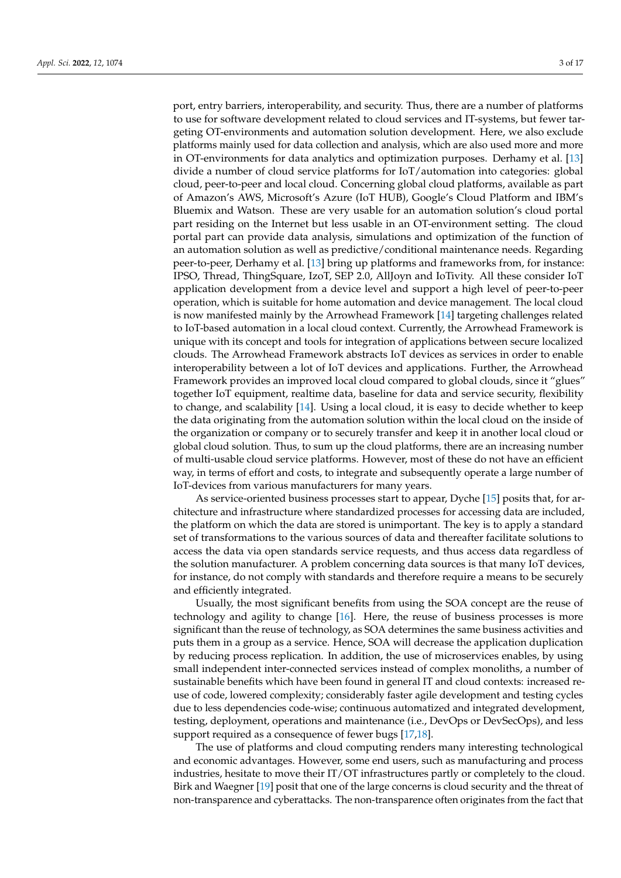port, entry barriers, interoperability, and security. Thus, there are a number of platforms to use for software development related to cloud services and IT-systems, but fewer targeting OT-environments and automation solution development. Here, we also exclude platforms mainly used for data collection and analysis, which are also used more and more in OT-environments for data analytics and optimization purposes. Derhamy et al. [13] divide a number of cloud service platforms for IoT/automation into categories: global cloud, peer-to-peer and local cloud. Concerning global cloud platforms, available as part of Amazon's AWS, Microsoft's Azure (IoT HUB), Google's Cloud Platform and IBM's Bluemix and Watson. These are very usable for an automation solution's cloud portal part residing on the Internet but less usable in an OT-environment setting. The cloud portal part can provide data analysis, simulations and optimization of the function of an automation solution as well as predictive/conditional maintenance needs. Regarding peer-to-peer, Derhamy et al. [13] bring up platforms and frameworks from, for instance: IPSO, Thread, ThingSquare, IzoT, SEP 2.0, AllJoyn and IoTivity. All these consider IoT application development from a device level and support a high level of peer-to-peer operation, which is suitable for home automation and device management. The local cloud is now manifested mainly by the Arrowhead Framework [14] targeting challenges related to IoT-based automation in a local cloud context. Currently, the Arrowhead Framework is unique with its concept and tools for integration of applications between secure localized clouds. The Arrowhead Framework abstracts IoT devices as services in order to enable interoperability between a lot of IoT devices and applications. Further, the Arrowhead Framework provides an improved local cloud compared to global clouds, since it "glues" together IoT equipment, realtime data, baseline for data and service security, flexibility to change, and scalability [14]. Using a local cloud, it is easy to decide whether to keep the data originating from the automation solution within the local cloud on the inside of the organization or company or to securely transfer and keep it in another local cloud or global cloud solution. Thus, to sum up the cloud platforms, there are an increasing number of multi-usable cloud service platforms. However, most of these do not have an efficient way, in terms of effort and costs, to integrate and subsequently operate a large number of IoT-devices from various manufacturers for many years.

As service-oriented business processes start to appear, Dyche [15] posits that, for architecture and infrastructure where standardized processes for accessing data are included, the platform on which the data are stored is unimportant. The key is to apply a standard set of transformations to the various sources of data and thereafter facilitate solutions to access the data via open standards service requests, and thus access data regardless of the solution manufacturer. A problem concerning data sources is that many IoT devices, for instance, do not comply with standards and therefore require a means to be securely and efficiently integrated.

Usually, the most significant benefits from using the SOA concept are the reuse of technology and agility to change [16]. Here, the reuse of business processes is more significant than the reuse of technology, as SOA determines the same business activities and puts them in a group as a service. Hence, SOA will decrease the application duplication by reducing process replication. In addition, the use of microservices enables, by using small independent inter-connected services instead of complex monoliths, a number of sustainable benefits which have been found in general IT and cloud contexts: increased reuse of code, lowered complexity; considerably faster agile development and testing cycles due to less dependencies code-wise; continuous automatized and integrated development, testing, deployment, operations and maintenance (i.e., DevOps or DevSecOps), and less support required as a consequence of fewer bugs [17,18].

The use of platforms and cloud computing renders many interesting technological and economic advantages. However, some end users, such as manufacturing and process industries, hesitate to move their IT/OT infrastructures partly or completely to the cloud. Birk and Waegner [19] posit that one of the large concerns is cloud security and the threat of non-transparence and cyberattacks. The non-transparence often originates from the fact that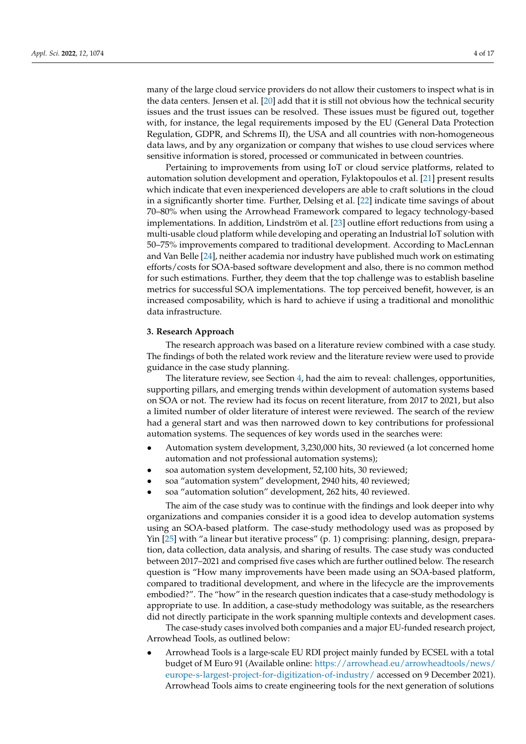many of the large cloud service providers do not allow their customers to inspect what is in the data centers. Jensen et al. [20] add that it is still not obvious how the technical security issues and the trust issues can be resolved. These issues must be figured out, together with, for instance, the legal requirements imposed by the EU (General Data Protection Regulation, GDPR, and Schrems II), the USA and all countries with non-homogeneous data laws, and by any organization or company that wishes to use cloud services where sensitive information is stored, processed or communicated in between countries.

Pertaining to improvements from using IoT or cloud service platforms, related to automation solution development and operation, Fylaktopoulos et al. [21] present results which indicate that even inexperienced developers are able to craft solutions in the cloud in a significantly shorter time. Further, Delsing et al. [22] indicate time savings of about 70–80% when using the Arrowhead Framework compared to legacy technology-based implementations. In addition, Lindström et al. [23] outline effort reductions from using a multi-usable cloud platform while developing and operating an Industrial IoT solution with 50–75% improvements compared to traditional development. According to MacLennan and Van Belle [24], neither academia nor industry have published much work on estimating efforts/costs for SOA-based software development and also, there is no common method for such estimations. Further, they deem that the top challenge was to establish baseline metrics for successful SOA implementations. The top perceived benefit, however, is an increased composability, which is hard to achieve if using a traditional and monolithic data infrastructure.

## 3. Research Approach

The research approach was based on a literature review combined with a case study. The findings of both the related work review and the literature review were used to provide guidance in the case study planning.

The literature review, see Section 4, had the aim to reveal: challenges, opportunities, supporting pillars, and emerging trends within development of automation systems based on SOA or not. The review had its focus on recent literature, from 2017 to 2021, but also a limited number of older literature of interest were reviewed. The search of the review had a general start and was then narrowed down to key contributions for professional automation systems. The sequences of key words used in the searches were:

- Automation system development, 3,230,000 hits, 30 reviewed (a lot concerned home automation and not professional automation systems);
- soa automation system development, 52,100 hits, 30 reviewed;
- soa “automation system” development, 2940 hits, 40 reviewed;
- soa “automation solution” development, 262 hits, 40 reviewed.

The aim of the case study was to continue with the findings and look deeper into why organizations and companies consider it is a good idea to develop automation systems using an SOA-based platform. The case-study methodology used was as proposed by Yin [25] with “a linear but iterative process” (p. 1) comprising: planning, design, preparation, data collection, data analysis, and sharing of results. The case study was conducted between 2017–2021 and comprised five cases which are further outlined below. The research question is “How many improvements have been made using an SOA-based platform, compared to traditional development, and where in the lifecycle are the improvements embodied?”. The “how” in the research question indicates that a case-study methodology is appropriate to use. In addition, a case-study methodology was suitable, as the researchers did not directly participate in the work spanning multiple contexts and development cases.

The case-study cases involved both companies and a major EU-funded research project, Arrowhead Tools, as outlined below:

- Arrowhead Tools is a large-scale EU RDI project mainly funded by ECSEL with a total budget of M Euro 91 (Available online: https://arrowhead.eu/arrowheadtools/news/europe-s-largest-project-for-digitization-of-industry/ accessed on 9 December 2021). Arrowhead Tools aims to create engineering tools for the next generation of solutions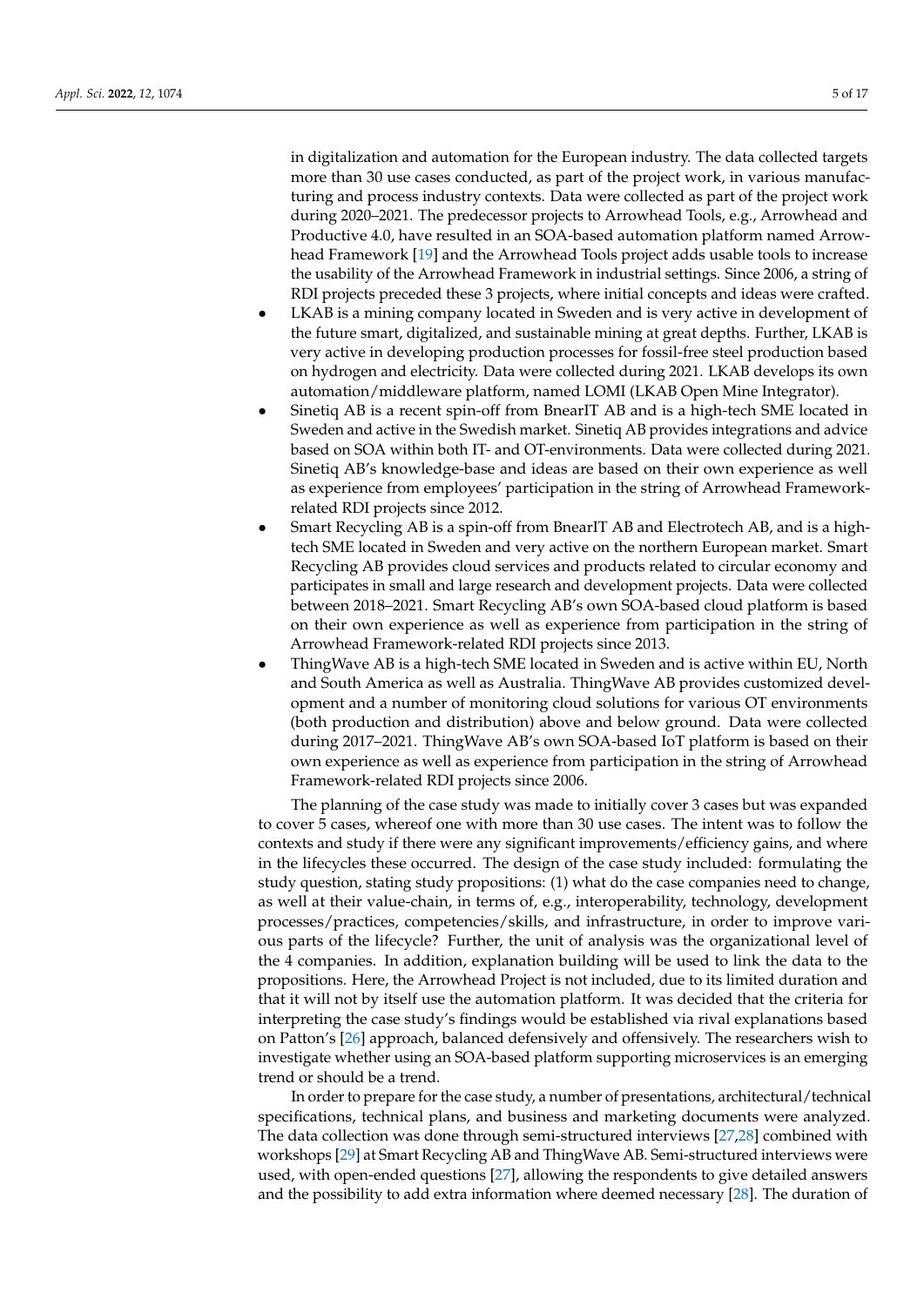in digitalization and automation for the European industry. The data collected targets more than 30 use cases conducted, as part of the project work, in various manufacturing and process industry contexts. Data were collected as part of the project work during 2020–2021. The predecessor projects to Arrowhead Tools, e.g., Arrowhead and Productive 4.0, have resulted in an SOA-based automation platform named Arrowhead Framework [19] and the Arrowhead Tools project adds usable tools to increase the usability of the Arrowhead Framework in industrial settings. Since 2006, a string of RDI projects preceded these 3 projects, where initial concepts and ideas were crafted.

- LKAB is a mining company located in Sweden and is very active in development of the future smart, digitalized, and sustainable mining at great depths. Further, LKAB is very active in developing production processes for fossil-free steel production based on hydrogen and electricity. Data were collected during 2021. LKAB develops its own automation/middleware platform, named LOMI (LKAB Open Mine Integrator).
- Sinetiq AB is a recent spin-off from BnearIT AB and is a high-tech SME located in Sweden and active in the Swedish market. Sinetiq AB provides integrations and advice based on SOA within both IT- and OT-environments. Data were collected during 2021. Sinetiq AB's knowledge-base and ideas are based on their own experience as well as experience from employees' participation in the string of Arrowhead Framework-related RDI projects since 2012.
- Smart Recycling AB is a spin-off from BnearIT AB and Electrotech AB, and is a high-tech SME located in Sweden and very active on the northern European market. Smart Recycling AB provides cloud services and products related to circular economy and participates in small and large research and development projects. Data were collected between 2018–2021. Smart Recycling AB's own SOA-based cloud platform is based on their own experience as well as experience from participation in the string of Arrowhead Framework-related RDI projects since 2013.
- ThingWave AB is a high-tech SME located in Sweden and is active within EU, North and South America as well as Australia. ThingWave AB provides customized development and a number of monitoring cloud solutions for various OT environments (both production and distribution) above and below ground. Data were collected during 2017–2021. ThingWave AB's own SOA-based IoT platform is based on their own experience as well as experience from participation in the string of Arrowhead Framework-related RDI projects since 2006.

The planning of the case study was made to initially cover 3 cases but was expanded to cover 5 cases, whereof one with more than 30 use cases. The intent was to follow the contexts and study if there were any significant improvements/efficiency gains, and where in the lifecycles these occurred. The design of the case study included: formulating the study question, stating study propositions: (1) what do the case companies need to change, as well at their value-chain, in terms of, e.g., interoperability, technology, development processes/practices, competencies/skills, and infrastructure, in order to improve various parts of the lifecycle? Further, the unit of analysis was the organizational level of the 4 companies. In addition, explanation building will be used to link the data to the propositions. Here, the Arrowhead Project is not included, due to its limited duration and that it will not by itself use the automation platform. It was decided that the criteria for interpreting the case study's findings would be established via rival explanations based on Patton's [26] approach, balanced defensively and offensively. The researchers wish to investigate whether using an SOA-based platform supporting microservices is an emerging trend or should be a trend.

In order to prepare for the case study, a number of presentations, architectural/technical specifications, technical plans, and business and marketing documents were analyzed. The data collection was done through semi-structured interviews [27,28] combined with workshops [29] at Smart Recycling AB and ThingWave AB. Semi-structured interviews were used, with open-ended questions [27], allowing the respondents to give detailed answers and the possibility to add extra information where deemed necessary [28]. The duration of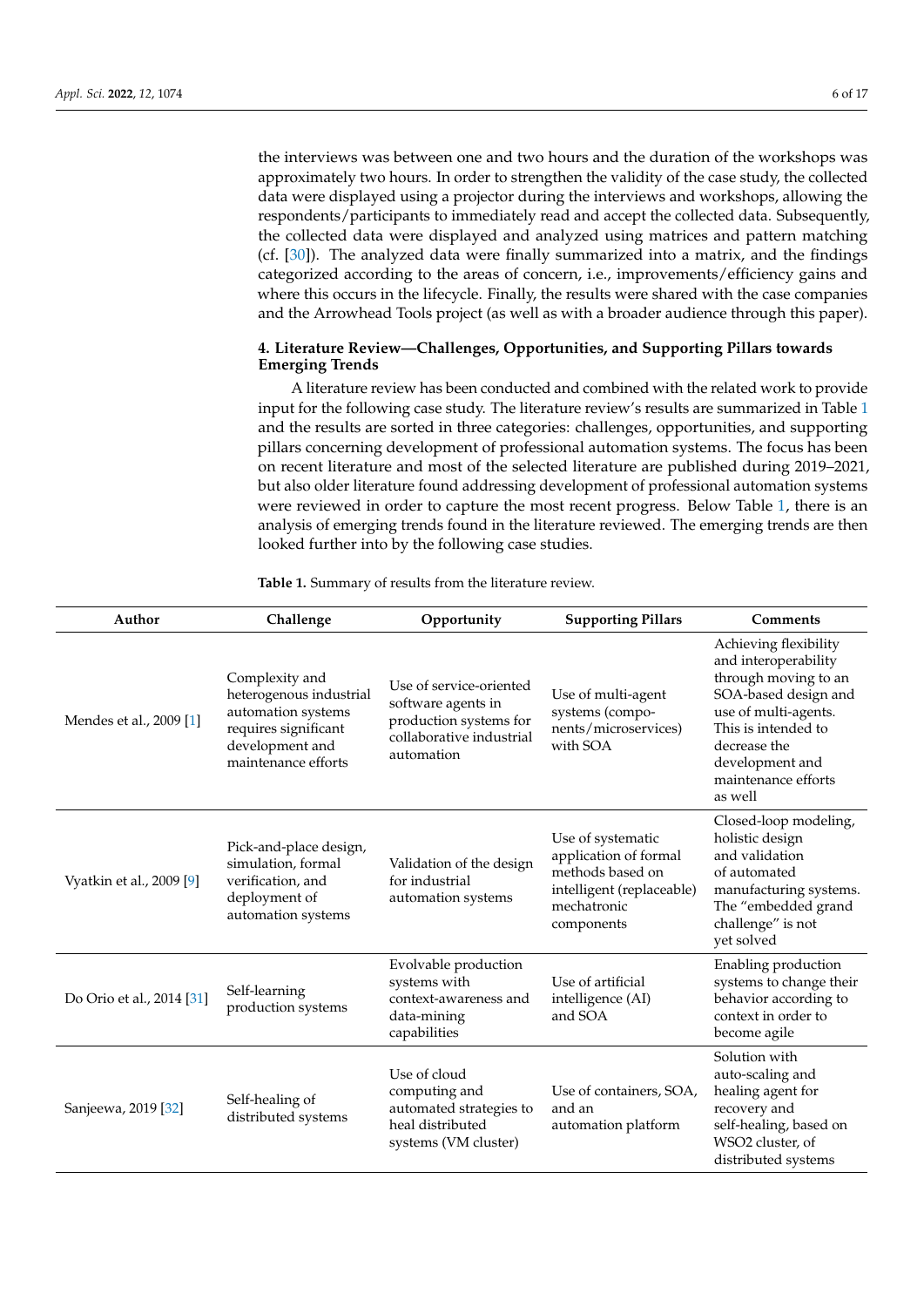the interviews was between one and two hours and the duration of the workshops was approximately two hours. In order to strengthen the validity of the case study, the collected data were displayed using a projector during the interviews and workshops, allowing the respondents/participants to immediately read and accept the collected data. Subsequently, the collected data were displayed and analyzed using matrices and pattern matching (cf. [30]). The analyzed data were finally summarized into a matrix, and the findings categorized according to the areas of concern, i.e., improvements/efficiency gains and where this occurs in the lifecycle. Finally, the results were shared with the case companies and the Arrowhead Tools project (as well as with a broader audience through this paper).

## 4. Literature Review—Challenges, Opportunities, and Supporting Pillars towards Emerging Trends

A literature review has been conducted and combined with the related work to provide input for the following case study. The literature review's results are summarized in Table 1 and the results are sorted in three categories: challenges, opportunities, and supporting pillars concerning development of professional automation systems. The focus has been on recent literature and most of the selected literature are published during 2019–2021, but also older literature found addressing development of professional automation systems were reviewed in order to capture the most recent progress. Below Table 1, there is an analysis of emerging trends found in the literature reviewed. The emerging trends are then looked further into by the following case studies.

**Table 1.** Summary of results from the literature review.

| Author | Challenge | Opportunity | Supporting Pillars | Comments |
|---|---|---|---|---|
| Mendes et al., 2009 [1] | Complexity and heterogenous industrial automation systems requires significant development and maintenance efforts | Use of service-oriented software agents in production systems for collaborative industrial automation | Use of multi-agent systems (components/microservices) with SOA | Achieving flexibility and interoperability through moving to an SOA-based design and use of multi-agents. This is intended to decrease the development and maintenance efforts as well |
| Vyatkin et al., 2009 [9] | Pick-and-place design, simulation, formal verification, and deployment of automation systems | Validation of the design for industrial automation systems | Use of systematic application of formal methods based on intelligent (replaceable) mechatronic components | Closed-loop modeling, holistic design and validation of automated manufacturing systems. The "embedded grand challenge" is not yet solved |
| Do Orio et al., 2014 [31] | Self-learning production systems | Evolvable production systems with context-awareness and data-mining capabilities | Use of artificial intelligence (AI) and SOA | Enabling production systems to change their behavior according to context in order to become agile |
| Sanjeewa, 2019 [32] | Self-healing of distributed systems | Use of cloud computing and automated strategies to heal distributed systems (VM cluster) | Use of containers, SOA, and an automation platform | Solution with auto-scaling and healing agent for recovery and self-healing, based on WSO2 cluster, of distributed systems |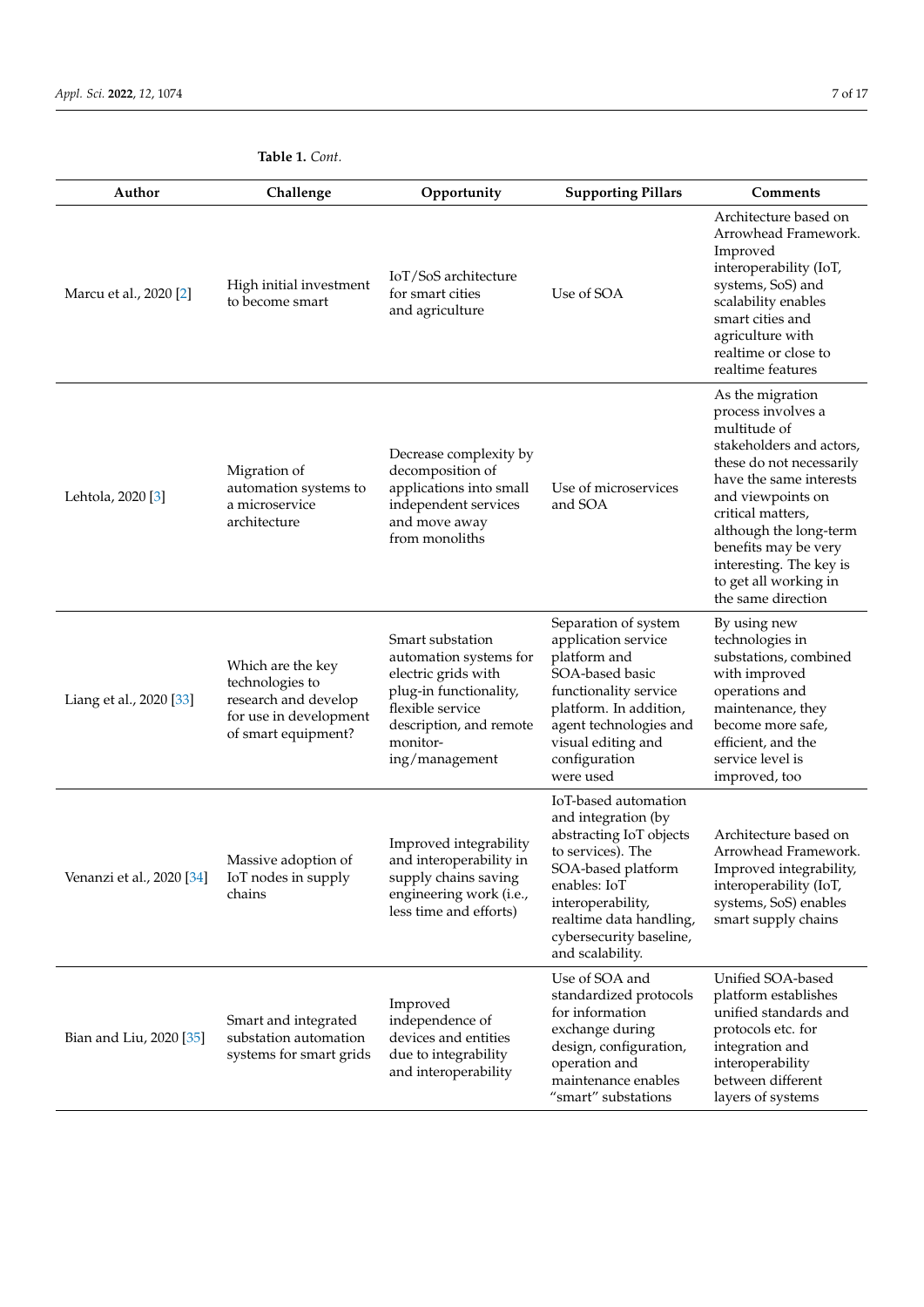**Table 1.** *Cont.*

| Author | Challenge | Opportunity | Supporting Pillars | Comments |
| --- | --- | --- | --- | --- |
| Marcu et al., 2020 [2] | High initial investment to become smart | IoT/SoS architecture for smart cities and agriculture | Use of SOA | Architecture based on Arrowhead Framework. Improved interoperability (IoT, systems, SoS) and scalability enables smart cities and agriculture with realtime or close to realtime features |
| Lehtola, 2020 [3] | Migration of automation systems to a microservice architecture | Decrease complexity by decomposition of applications into small independent services and move away from monoliths | Use of microservices and SOA | As the migration process involves a multitude of stakeholders and actors, these do not necessarily have the same interests and viewpoints on critical matters, although the long-term benefits may be very interesting. The key is to get all working in the same direction |
| Liang et al., 2020 [33] | Which are the key technologies to research and develop for use in development of smart equipment? | Smart substation automation systems for electric grids with plug-in functionality, flexible service description, and remote monitoring/management | Separation of system application service platform and SOA-based basic functionality service platform. In addition, agent technologies and visual editing and configuration were used | By using new technologies in substations, combined with improved operations and maintenance, they become more safe, efficient, and the service level is improved, too |
| Venanzi et al., 2020 [34] | Massive adoption of IoT nodes in supply chains | Improved integrability and interoperability in supply chains saving engineering work (i.e., less time and efforts) | IoT-based automation and integration (by abstracting IoT objects to services). The SOA-based platform enables: IoT interoperability, realtime data handling, cybersecurity baseline, and scalability. | Architecture based on Arrowhead Framework. Improved integrability, interoperability (IoT, systems, SoS) enables smart supply chains |
| Bian and Liu, 2020 [35] | Smart and integrated substation automation systems for smart grids | Improved independence of devices and entities due to integrability and interoperability | Use of SOA and standardized protocols for information exchange during design, configuration, operation and maintenance enables "smart" substations | Unified SOA-based platform establishes unified standards and protocols etc. for integration and interoperability between different layers of systems |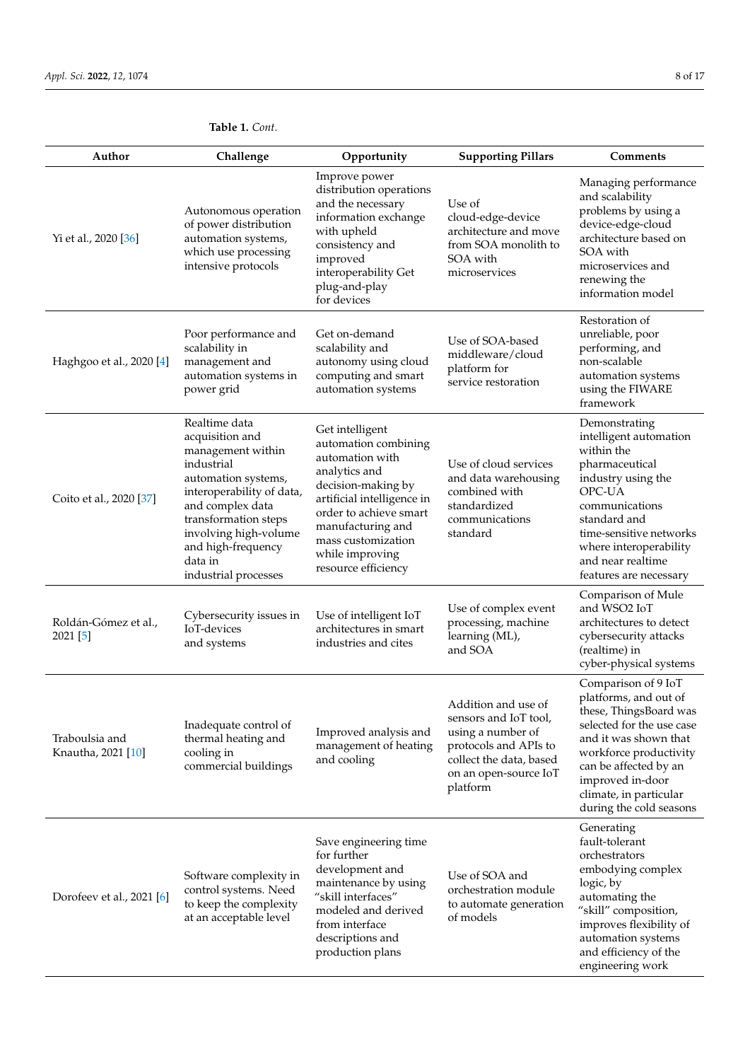**Table 1.** *Cont.*

| Author | Challenge | Opportunity | Supporting Pillars | Comments |
|---|---|---|---|---|
| Yi et al., 2020 [36] | Autonomous operation of power distribution automation systems, which use processing intensive protocols | Improve power distribution operations and the necessary information exchange with upheld consistency and improved interoperability Get plug-and-play for devices | Use of cloud-edge-device architecture and move from SOA monolith to SOA with microservices | Managing performance and scalability problems by using a device-edge-cloud architecture based on SOA with microservices and renewing the information model |
| Haghgoo et al., 2020 [4] | Poor performance and scalability in management and automation systems in power grid | Get on-demand scalability and autonomy using cloud computing and smart automation systems | Use of SOA-based middleware/cloud platform for service restoration | Restoration of unreliable, poor performing, and non-scalable automation systems using the FIWARE framework |
| Coito et al., 2020 [37] | Realtime data acquisition and management within industrial automation systems, interoperability of data, and complex data transformation steps involving high-volume and high-frequency data in industrial processes | Get intelligent automation combining automation with analytics and decision-making by artificial intelligence in order to achieve smart manufacturing and mass customization while improving resource efficiency | Use of cloud services and data warehousing combined with standardized communications standard | Demonstrating intelligent automation within the pharmaceutical industry using the OPC-UA communications standard and time-sensitive networks where interoperability and near realtime features are necessary |
| Roldán-Gómez et al., 2021 [5] | Cybersecurity issues in IoT-devices and systems | Use of intelligent IoT architectures in smart industries and cites | Use of complex event processing, machine learning (ML), and SOA | Comparison of Mule and WSO2 IoT architectures to detect cybersecurity attacks (realtime) in cyber-physical systems |
| Traboulsia and Knautha, 2021 [10] | Inadequate control of thermal heating and cooling in commercial buildings | Improved analysis and management of heating and cooling | Addition and use of sensors and IoT tool, using a number of protocols and APIs to collect the data, based on an open-source IoT platform | Comparison of 9 IoT platforms, and out of these, ThingsBoard was selected for the use case and it was shown that workforce productivity can be affected by an improved in-door climate, in particular during the cold seasons |
| Dorofeev et al., 2021 [6] | Software complexity in control systems. Need to keep the complexity at an acceptable level | Save engineering time for further development and maintenance by using "skill interfaces" modeled and derived from interface descriptions and production plans | Use of SOA and orchestration module to automate generation of models | Generating fault-tolerant orchestrators embodying complex logic, by automating the "skill" composition, improves flexibility of automation systems and efficiency of the engineering work |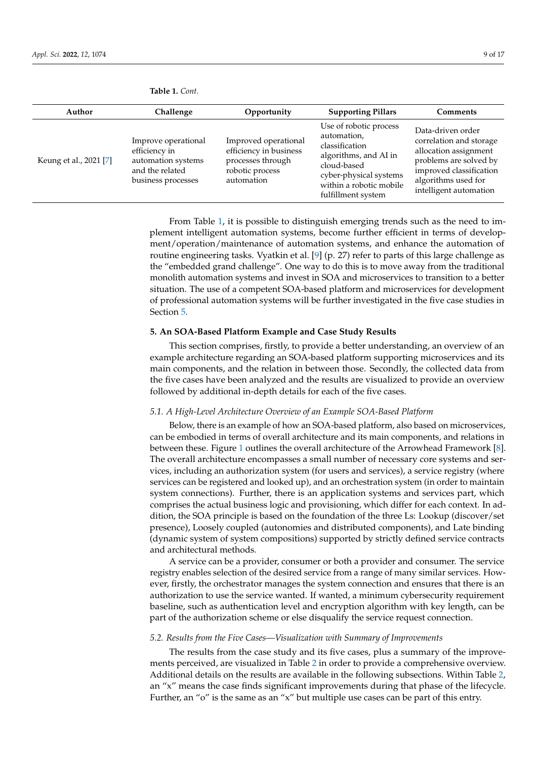**Table 1.** *Cont.*

| Author | Challenge | Opportunity | Supporting Pillars | Comments |
| --- | --- | --- | --- | --- |
| Keung et al., 2021 [7] | Improve operational efficiency in automation systems and the related business processes | Improved operational efficiency in business processes through robotic process automation | Use of robotic process automation, classification algorithms, and AI in cloud-based cyber-physical systems within a robotic mobile fulfillment system | Data-driven order correlation and storage allocation assignment problems are solved by improved classification algorithms used for intelligent automation |

From Table 1, it is possible to distinguish emerging trends such as the need to implement intelligent automation systems, become further efficient in terms of development/operation/maintenance of automation systems, and enhance the automation of routine engineering tasks. Vyatkin et al. [9] (p. 27) refer to parts of this large challenge as the "embedded grand challenge". One way to do this is to move away from the traditional monolith automation systems and invest in SOA and microservices to transition to a better situation. The use of a competent SOA-based platform and microservices for development of professional automation systems will be further investigated in the five case studies in Section 5.

## 5. An SOA-Based Platform Example and Case Study Results

This section comprises, firstly, to provide a better understanding, an overview of an example architecture regarding an SOA-based platform supporting microservices and its main components, and the relation in between those. Secondly, the collected data from the five cases have been analyzed and the results are visualized to provide an overview followed by additional in-depth details for each of the five cases.

### *5.1. A High-Level Architecture Overview of an Example SOA-Based Platform*

Below, there is an example of how an SOA-based platform, also based on microservices, can be embodied in terms of overall architecture and its main components, and relations in between these. Figure 1 outlines the overall architecture of the Arrowhead Framework [8]. The overall architecture encompasses a small number of necessary core systems and services, including an authorization system (for users and services), a service registry (where services can be registered and looked up), and an orchestration system (in order to maintain system connections). Further, there is an application systems and services part, which comprises the actual business logic and provisioning, which differ for each context. In addition, the SOA principle is based on the foundation of the three Ls: Lookup (discover/set presence), Loosely coupled (autonomies and distributed components), and Late binding (dynamic system of system compositions) supported by strictly defined service contracts and architectural methods.

A service can be a provider, consumer or both a provider and consumer. The service registry enables selection of the desired service from a range of many similar services. However, firstly, the orchestrator manages the system connection and ensures that there is an authorization to use the service wanted. If wanted, a minimum cybersecurity requirement baseline, such as authentication level and encryption algorithm with key length, can be part of the authorization scheme or else disqualify the service request connection.

### *5.2. Results from the Five Cases—Visualization with Summary of Improvements*

The results from the case study and its five cases, plus a summary of the improvements perceived, are visualized in Table 2 in order to provide a comprehensive overview. Additional details on the results are available in the following subsections. Within Table 2, an "x" means the case finds significant improvements during that phase of the lifecycle. Further, an "o" is the same as an "x" but multiple use cases can be part of this entry.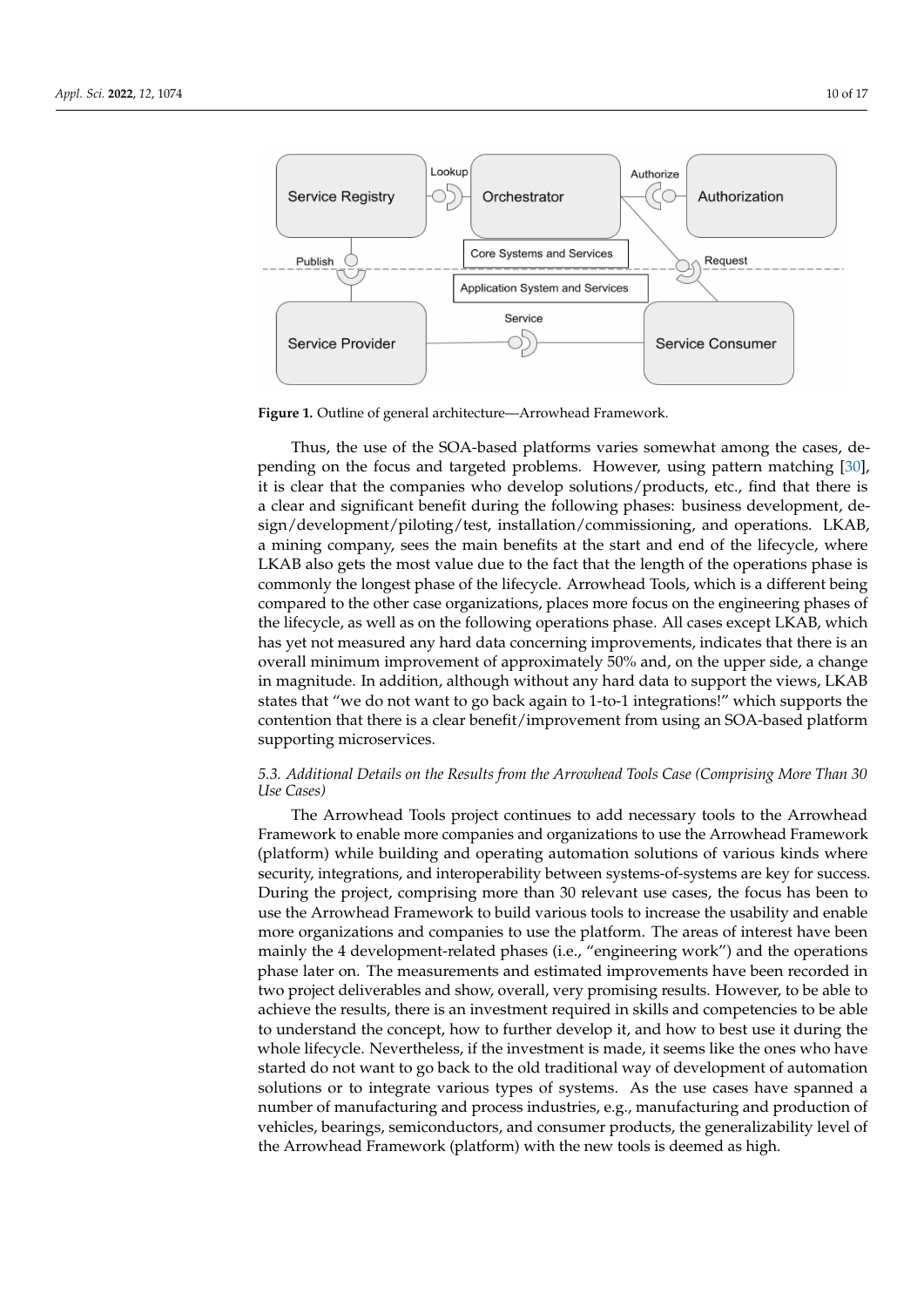**Figure 1.** Outline of general architecture—Arrowhead Framework.

Thus, the use of the SOA-based platforms varies somewhat among the cases, depending on the focus and targeted problems. However, using pattern matching [30], it is clear that the companies who develop solutions/products, etc., find that there is a clear and significant benefit during the following phases: business development, design/development/piloting/test, installation/commissioning, and operations. LKAB, a mining company, sees the main benefits at the start and end of the lifecycle, where LKAB also gets the most value due to the fact that the length of the operations phase is commonly the longest phase of the lifecycle. Arrowhead Tools, which is a different being compared to the other case organizations, places more focus on the engineering phases of the lifecycle, as well as on the following operations phase. All cases except LKAB, which has yet not measured any hard data concerning improvements, indicates that there is an overall minimum improvement of approximately 50% and, on the upper side, a change in magnitude. In addition, although without any hard data to support the views, LKAB states that "we do not want to go back again to 1-to-1 integrations!" which supports the contention that there is a clear benefit/improvement from using an SOA-based platform supporting microservices.

### *5.3. Additional Details on the Results from the Arrowhead Tools Case (Comprising More Than 30 Use Cases)*

The Arrowhead Tools project continues to add necessary tools to the Arrowhead Framework to enable more companies and organizations to use the Arrowhead Framework (platform) while building and operating automation solutions of various kinds where security, integrations, and interoperability between systems-of-systems are key for success. During the project, comprising more than 30 relevant use cases, the focus has been to use the Arrowhead Framework to build various tools to increase the usability and enable more organizations and companies to use the platform. The areas of interest have been mainly the 4 development-related phases (i.e., "engineering work") and the operations phase later on. The measurements and estimated improvements have been recorded in two project deliverables and show, overall, very promising results. However, to be able to achieve the results, there is an investment required in skills and competencies to be able to understand the concept, how to further develop it, and how to best use it during the whole lifecycle. Nevertheless, if the investment is made, it seems like the ones who have started do not want to go back to the old traditional way of development of automation solutions or to integrate various types of systems. As the use cases have spanned a number of manufacturing and process industries, e.g., manufacturing and production of vehicles, bearings, semiconductors, and consumer products, the generalizability level of the Arrowhead Framework (platform) with the new tools is deemed as high.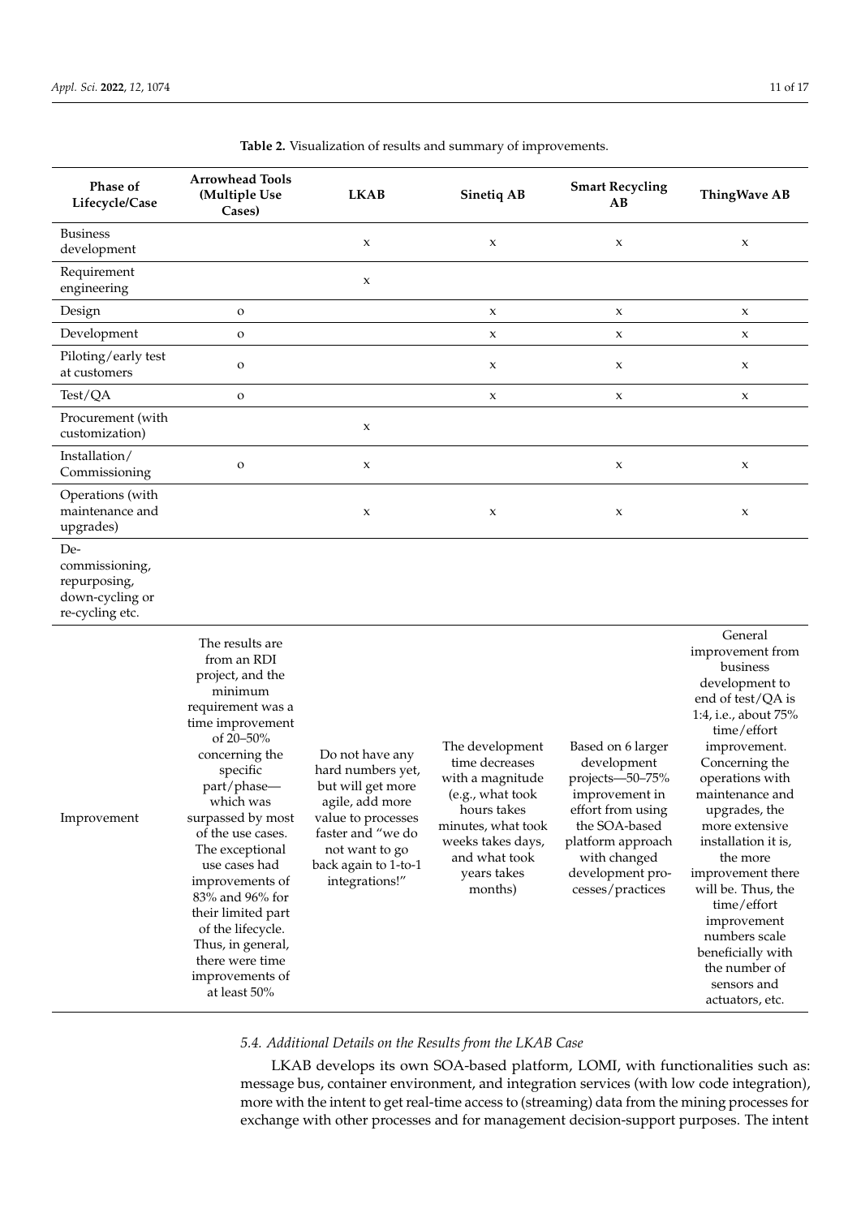**Table 2.** Visualization of results and summary of improvements.

| Phase of Lifecycle/Case | Arrowhead Tools (Multiple Use Cases) | LKAB | Sinetiq AB | Smart Recycling AB | ThingWave AB |
|---|---|---|---|---|---|
| Business development | | x | x | x | x |
| Requirement engineering | | x | | | |
| Design | o | | x | x | x |
| Development | o | | x | x | x |
| Piloting/early test at customers | o | | x | x | x |
| Test/QA | o | | x | x | x |
| Procurement (with customization) | | x | | | |
| Installation/ Commissioning | o | x | | x | x |
| Operations (with maintenance and upgrades) | | x | x | x | x |
| De-commissioning, repurposing, down-cycling or re-cycling etc. | | | | | |
| Improvement | The results are from an RDI project, and the minimum requirement was a time improvement of 20–50% concerning the specific part/phase—which was surpassed by most of the use cases. The exceptional use cases had improvements of 83% and 96% for their limited part of the lifecycle. Thus, in general, there were time improvements of at least 50% | Do not have any hard numbers yet, but will get more agile, add more value to processes faster and "we do not want to go back again to 1-to-1 integrations!" | The development time decreases with a magnitude (e.g., what took hours takes minutes, what took weeks takes days, and what took years takes months) | Based on 6 larger development projects—50–75% improvement in effort from using the SOA-based platform approach with changed development processes/practices | General improvement from business development to end of test/QA is 1:4, i.e., about 75% time/effort improvement. Concerning the operations with maintenance and upgrades, the more extensive installation it is, the more improvement there will be. Thus, the time/effort improvement numbers scale beneficially with the number of sensors and actuators, etc. |

### *5.4. Additional Details on the Results from the LKAB Case*

LKAB develops its own SOA-based platform, LOMI, with functionalities such as: message bus, container environment, and integration services (with low code integration), more with the intent to get real-time access to (streaming) data from the mining processes for exchange with other processes and for management decision-support purposes. The intent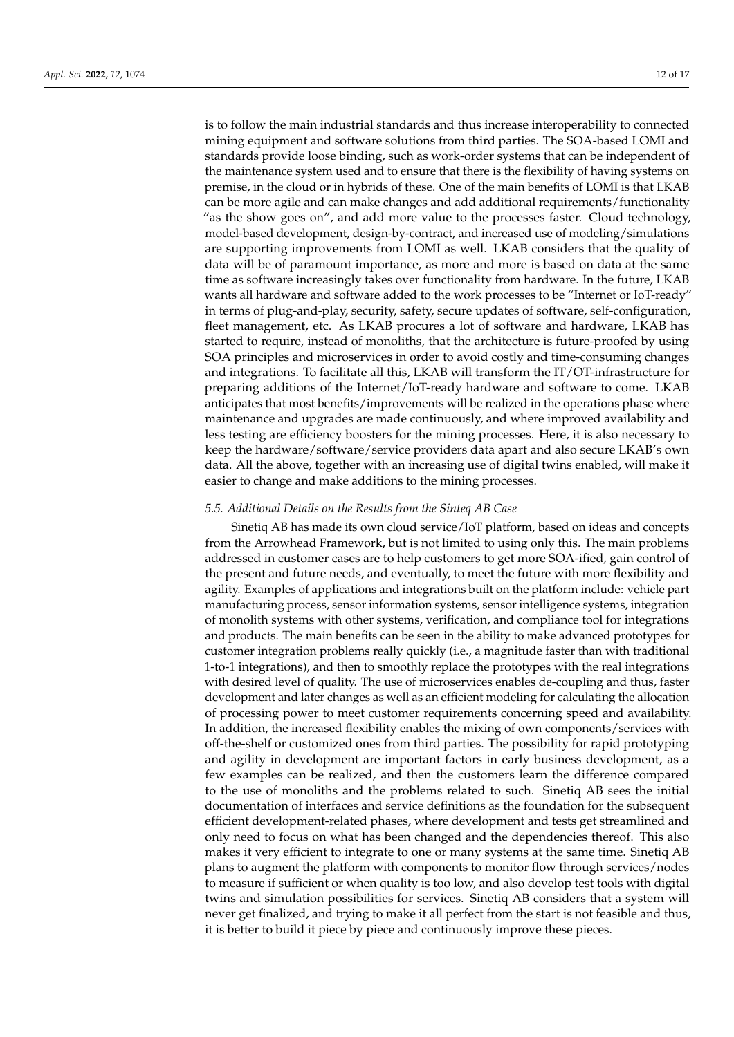is to follow the main industrial standards and thus increase interoperability to connected mining equipment and software solutions from third parties. The SOA-based LOMI and standards provide loose binding, such as work-order systems that can be independent of the maintenance system used and to ensure that there is the flexibility of having systems on premise, in the cloud or in hybrids of these. One of the main benefits of LOMI is that LKAB can be more agile and can make changes and add additional requirements/functionality "as the show goes on", and add more value to the processes faster. Cloud technology, model-based development, design-by-contract, and increased use of modeling/simulations are supporting improvements from LOMI as well. LKAB considers that the quality of data will be of paramount importance, as more and more is based on data at the same time as software increasingly takes over functionality from hardware. In the future, LKAB wants all hardware and software added to the work processes to be "Internet or IoT-ready" in terms of plug-and-play, security, safety, secure updates of software, self-configuration, fleet management, etc. As LKAB procures a lot of software and hardware, LKAB has started to require, instead of monoliths, that the architecture is future-proofed by using SOA principles and microservices in order to avoid costly and time-consuming changes and integrations. To facilitate all this, LKAB will transform the IT/OT-infrastructure for preparing additions of the Internet/IoT-ready hardware and software to come. LKAB anticipates that most benefits/improvements will be realized in the operations phase where maintenance and upgrades are made continuously, and where improved availability and less testing are efficiency boosters for the mining processes. Here, it is also necessary to keep the hardware/software/service providers data apart and also secure LKAB's own data. All the above, together with an increasing use of digital twins enabled, will make it easier to change and make additions to the mining processes.

### *5.5. Additional Details on the Results from the Sinteq AB Case*

Sinetiq AB has made its own cloud service/IoT platform, based on ideas and concepts from the Arrowhead Framework, but is not limited to using only this. The main problems addressed in customer cases are to help customers to get more SOA-ified, gain control of the present and future needs, and eventually, to meet the future with more flexibility and agility. Examples of applications and integrations built on the platform include: vehicle part manufacturing process, sensor information systems, sensor intelligence systems, integration of monolith systems with other systems, verification, and compliance tool for integrations and products. The main benefits can be seen in the ability to make advanced prototypes for customer integration problems really quickly (i.e., a magnitude faster than with traditional 1-to-1 integrations), and then to smoothly replace the prototypes with the real integrations with desired level of quality. The use of microservices enables de-coupling and thus, faster development and later changes as well as an efficient modeling for calculating the allocation of processing power to meet customer requirements concerning speed and availability. In addition, the increased flexibility enables the mixing of own components/services with off-the-shelf or customized ones from third parties. The possibility for rapid prototyping and agility in development are important factors in early business development, as a few examples can be realized, and then the customers learn the difference compared to the use of monoliths and the problems related to such. Sinetiq AB sees the initial documentation of interfaces and service definitions as the foundation for the subsequent efficient development-related phases, where development and tests get streamlined and only need to focus on what has been changed and the dependencies thereof. This also makes it very efficient to integrate to one or many systems at the same time. Sinetiq AB plans to augment the platform with components to monitor flow through services/nodes to measure if sufficient or when quality is too low, and also develop test tools with digital twins and simulation possibilities for services. Sinetiq AB considers that a system will never get finalized, and trying to make it all perfect from the start is not feasible and thus, it is better to build it piece by piece and continuously improve these pieces.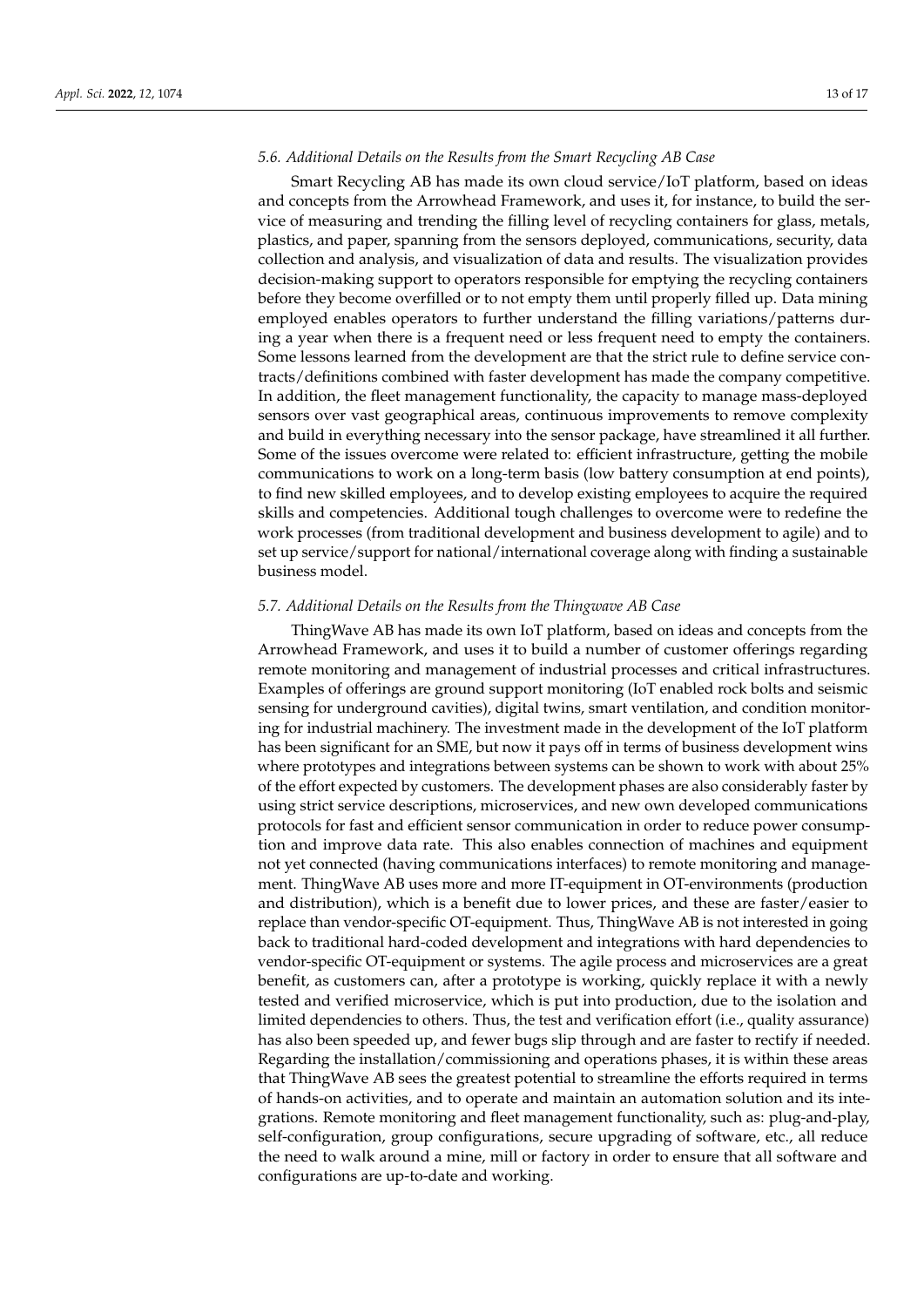### 5.6. Additional Details on the Results from the Smart Recycling AB Case

Smart Recycling AB has made its own cloud service/IoT platform, based on ideas and concepts from the Arrowhead Framework, and uses it, for instance, to build the service of measuring and trending the filling level of recycling containers for glass, metals, plastics, and paper, spanning from the sensors deployed, communications, security, data collection and analysis, and visualization of data and results. The visualization provides decision-making support to operators responsible for emptying the recycling containers before they become overfilled or to not empty them until properly filled up. Data mining employed enables operators to further understand the filling variations/patterns during a year when there is a frequent need or less frequent need to empty the containers. Some lessons learned from the development are that the strict rule to define service contracts/definitions combined with faster development has made the company competitive. In addition, the fleet management functionality, the capacity to manage mass-deployed sensors over vast geographical areas, continuous improvements to remove complexity and build in everything necessary into the sensor package, have streamlined it all further. Some of the issues overcome were related to: efficient infrastructure, getting the mobile communications to work on a long-term basis (low battery consumption at end points), to find new skilled employees, and to develop existing employees to acquire the required skills and competencies. Additional tough challenges to overcome were to redefine the work processes (from traditional development and business development to agile) and to set up service/support for national/international coverage along with finding a sustainable business model.

### 5.7. Additional Details on the Results from the Thingwave AB Case

ThingWave AB has made its own IoT platform, based on ideas and concepts from the Arrowhead Framework, and uses it to build a number of customer offerings regarding remote monitoring and management of industrial processes and critical infrastructures. Examples of offerings are ground support monitoring (IoT enabled rock bolts and seismic sensing for underground cavities), digital twins, smart ventilation, and condition monitoring for industrial machinery. The investment made in the development of the IoT platform has been significant for an SME, but now it pays off in terms of business development wins where prototypes and integrations between systems can be shown to work with about 25% of the effort expected by customers. The development phases are also considerably faster by using strict service descriptions, microservices, and new own developed communications protocols for fast and efficient sensor communication in order to reduce power consumption and improve data rate. This also enables connection of machines and equipment not yet connected (having communications interfaces) to remote monitoring and management. ThingWave AB uses more and more IT-equipment in OT-environments (production and distribution), which is a benefit due to lower prices, and these are faster/easier to replace than vendor-specific OT-equipment. Thus, ThingWave AB is not interested in going back to traditional hard-coded development and integrations with hard dependencies to vendor-specific OT-equipment or systems. The agile process and microservices are a great benefit, as customers can, after a prototype is working, quickly replace it with a newly tested and verified microservice, which is put into production, due to the isolation and limited dependencies to others. Thus, the test and verification effort (i.e., quality assurance) has also been speeded up, and fewer bugs slip through and are faster to rectify if needed. Regarding the installation/commissioning and operations phases, it is within these areas that ThingWave AB sees the greatest potential to streamline the efforts required in terms of hands-on activities, and to operate and maintain an automation solution and its integrations. Remote monitoring and fleet management functionality, such as: plug-and-play, self-configuration, group configurations, secure upgrading of software, etc., all reduce the need to walk around a mine, mill or factory in order to ensure that all software and configurations are up-to-date and working.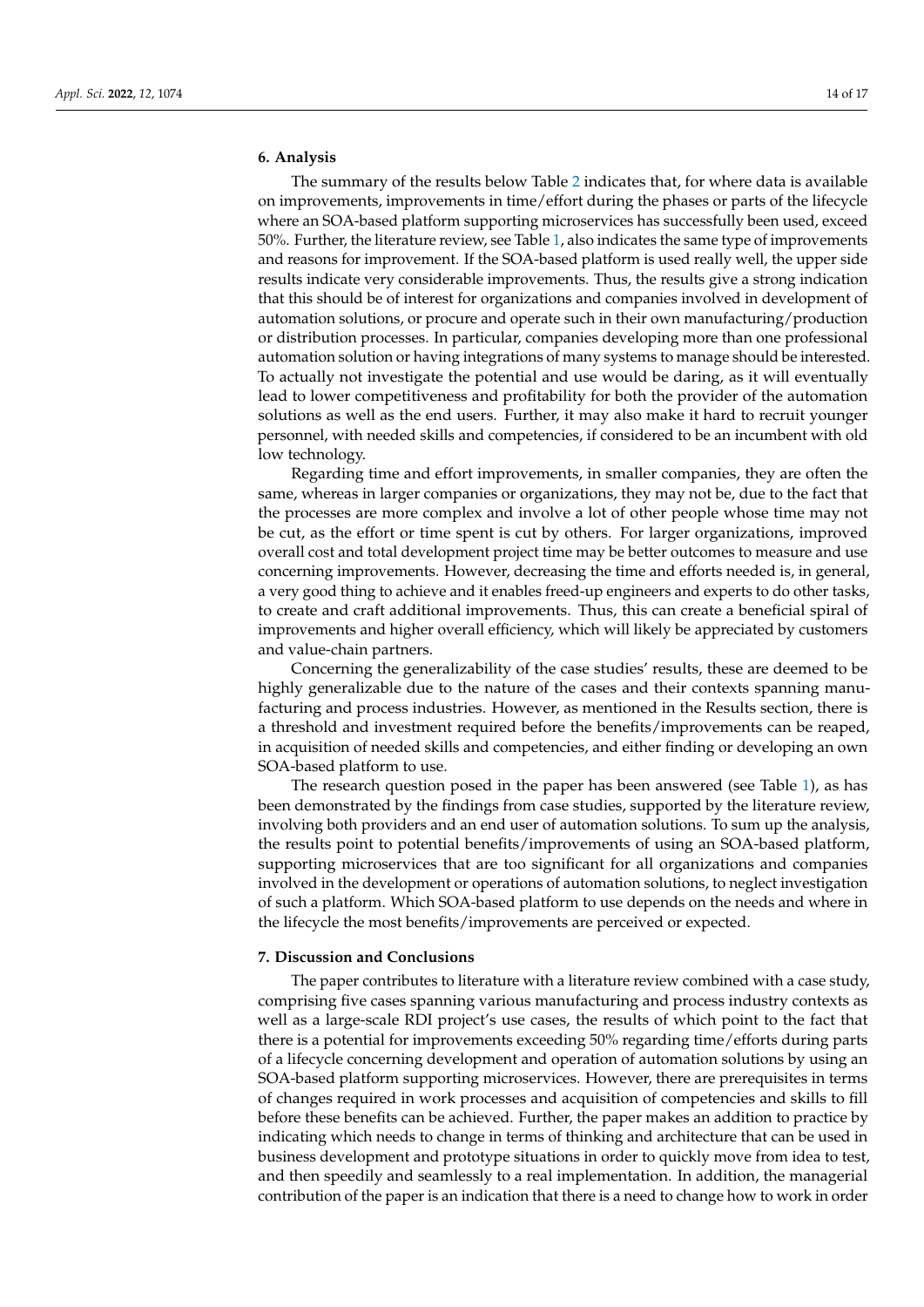## 6. Analysis

The summary of the results below Table 2 indicates that, for where data is available on improvements, improvements in time/effort during the phases or parts of the lifecycle where an SOA-based platform supporting microservices has successfully been used, exceed 50%. Further, the literature review, see Table 1, also indicates the same type of improvements and reasons for improvement. If the SOA-based platform is used really well, the upper side results indicate very considerable improvements. Thus, the results give a strong indication that this should be of interest for organizations and companies involved in development of automation solutions, or procure and operate such in their own manufacturing/production or distribution processes. In particular, companies developing more than one professional automation solution or having integrations of many systems to manage should be interested. To actually not investigate the potential and use would be daring, as it will eventually lead to lower competitiveness and profitability for both the provider of the automation solutions as well as the end users. Further, it may also make it hard to recruit younger personnel, with needed skills and competencies, if considered to be an incumbent with old low technology.

Regarding time and effort improvements, in smaller companies, they are often the same, whereas in larger companies or organizations, they may not be, due to the fact that the processes are more complex and involve a lot of other people whose time may not be cut, as the effort or time spent is cut by others. For larger organizations, improved overall cost and total development project time may be better outcomes to measure and use concerning improvements. However, decreasing the time and efforts needed is, in general, a very good thing to achieve and it enables freed-up engineers and experts to do other tasks, to create and craft additional improvements. Thus, this can create a beneficial spiral of improvements and higher overall efficiency, which will likely be appreciated by customers and value-chain partners.

Concerning the generalizability of the case studies' results, these are deemed to be highly generalizable due to the nature of the cases and their contexts spanning manufacturing and process industries. However, as mentioned in the Results section, there is a threshold and investment required before the benefits/improvements can be reaped, in acquisition of needed skills and competencies, and either finding or developing an own SOA-based platform to use.

The research question posed in the paper has been answered (see Table 1), as has been demonstrated by the findings from case studies, supported by the literature review, involving both providers and an end user of automation solutions. To sum up the analysis, the results point to potential benefits/improvements of using an SOA-based platform, supporting microservices that are too significant for all organizations and companies involved in the development or operations of automation solutions, to neglect investigation of such a platform. Which SOA-based platform to use depends on the needs and where in the lifecycle the most benefits/improvements are perceived or expected.

## 7. Discussion and Conclusions

The paper contributes to literature with a literature review combined with a case study, comprising five cases spanning various manufacturing and process industry contexts as well as a large-scale RDI project's use cases, the results of which point to the fact that there is a potential for improvements exceeding 50% regarding time/efforts during parts of a lifecycle concerning development and operation of automation solutions by using an SOA-based platform supporting microservices. However, there are prerequisites in terms of changes required in work processes and acquisition of competencies and skills to fill before these benefits can be achieved. Further, the paper makes an addition to practice by indicating which needs to change in terms of thinking and architecture that can be used in business development and prototype situations in order to quickly move from idea to test, and then speedily and seamlessly to a real implementation. In addition, the managerial contribution of the paper is an indication that there is a need to change how to work in order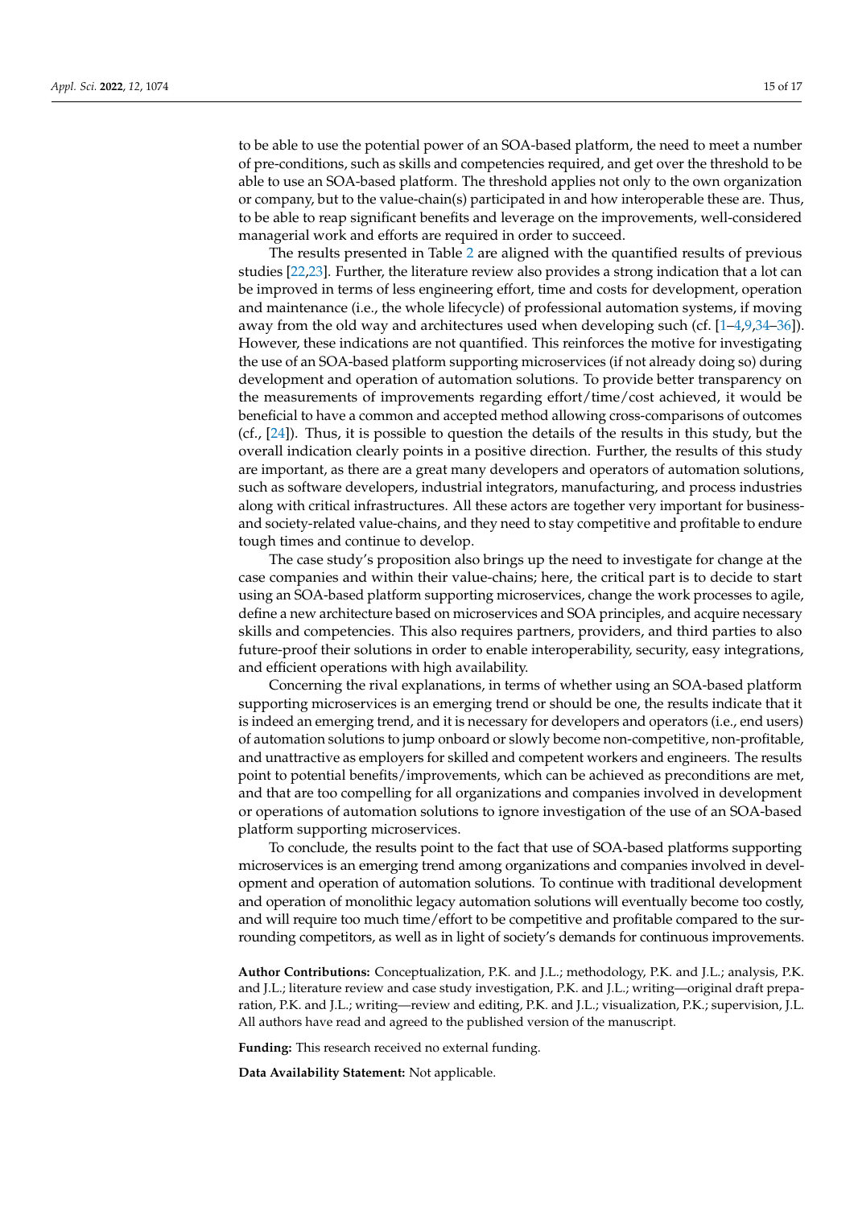to be able to use the potential power of an SOA-based platform, the need to meet a number of pre-conditions, such as skills and competencies required, and get over the threshold to be able to use an SOA-based platform. The threshold applies not only to the own organization or company, but to the value-chain(s) participated in and how interoperable these are. Thus, to be able to reap significant benefits and leverage on the improvements, well-considered managerial work and efforts are required in order to succeed.

The results presented in Table 2 are aligned with the quantified results of previous studies [22,23]. Further, the literature review also provides a strong indication that a lot can be improved in terms of less engineering effort, time and costs for development, operation and maintenance (i.e., the whole lifecycle) of professional automation systems, if moving away from the old way and architectures used when developing such (cf. [1–4,9,34–36]). However, these indications are not quantified. This reinforces the motive for investigating the use of an SOA-based platform supporting microservices (if not already doing so) during development and operation of automation solutions. To provide better transparency on the measurements of improvements regarding effort/time/cost achieved, it would be beneficial to have a common and accepted method allowing cross-comparisons of outcomes (cf., [24]). Thus, it is possible to question the details of the results in this study, but the overall indication clearly points in a positive direction. Further, the results of this study are important, as there are a great many developers and operators of automation solutions, such as software developers, industrial integrators, manufacturing, and process industries along with critical infrastructures. All these actors are together very important for business- and society-related value-chains, and they need to stay competitive and profitable to endure tough times and continue to develop.

The case study's proposition also brings up the need to investigate for change at the case companies and within their value-chains; here, the critical part is to decide to start using an SOA-based platform supporting microservices, change the work processes to agile, define a new architecture based on microservices and SOA principles, and acquire necessary skills and competencies. This also requires partners, providers, and third parties to also future-proof their solutions in order to enable interoperability, security, easy integrations, and efficient operations with high availability.

Concerning the rival explanations, in terms of whether using an SOA-based platform supporting microservices is an emerging trend or should be one, the results indicate that it is indeed an emerging trend, and it is necessary for developers and operators (i.e., end users) of automation solutions to jump onboard or slowly become non-competitive, non-profitable, and unattractive as employers for skilled and competent workers and engineers. The results point to potential benefits/improvements, which can be achieved as preconditions are met, and that are too compelling for all organizations and companies involved in development or operations of automation solutions to ignore investigation of the use of an SOA-based platform supporting microservices.

To conclude, the results point to the fact that use of SOA-based platforms supporting microservices is an emerging trend among organizations and companies involved in development and operation of automation solutions. To continue with traditional development and operation of monolithic legacy automation solutions will eventually become too costly, and will require too much time/effort to be competitive and profitable compared to the surrounding competitors, as well as in light of society's demands for continuous improvements.

**Author Contributions:** Conceptualization, P.K. and J.L.; methodology, P.K. and J.L.; analysis, P.K. and J.L.; literature review and case study investigation, P.K. and J.L.; writing—original draft preparation, P.K. and J.L.; writing—review and editing, P.K. and J.L.; visualization, P.K.; supervision, J.L. All authors have read and agreed to the published version of the manuscript.

**Funding:** This research received no external funding.

**Data Availability Statement:** Not applicable.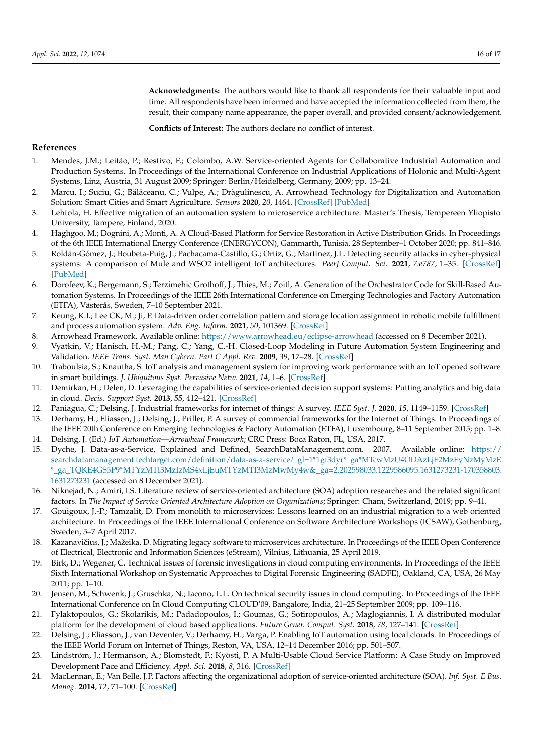**Acknowledgments:** The authors would like to thank all respondents for their valuable input and time. All respondents have been informed and have accepted the information collected from them, the result, their company name appearance, the paper overall, and provided consent/acknowledgement.

**Conflicts of Interest:** The authors declare no conflict of interest.

## References

1. Mendes, J.M.; Leitão, P.; Restivo, F.; Colombo, A.W. Service-oriented Agents for Collaborative Industrial Automation and Production Systems. In Proceedings of the International Conference on Industrial Applications of Holonic and Multi-Agent Systems, Linz, Austria, 31 August 2009; Springer: Berlin/Heidelberg, Germany, 2009; pp. 13–24.
2. Marcu, I.; Suciu, G.; Bălăceanu, C.; Vulpe, A.; Drăgulinescu, A. Arrowhead Technology for Digitalization and Automation Solution: Smart Cities and Smart Agriculture. *Sensors* **2020**, *20*, 1464. [CrossRef] [PubMed]
3. Lehtola, H. Effective migration of an automation system to microservice architecture. Master's Thesis, Tempereen Yliopisto University, Tampere, Finland, 2020.
4. Haghgoo, M.; Dognini, A.; Monti, A. A Cloud-Based Platform for Service Restoration in Active Distribution Grids. In Proceedings of the 6th IEEE International Energy Conference (ENERGYCON), Gammarth, Tunisia, 28 September–1 October 2020; pp. 841–846.
5. Roldán-Gómez, J.; Boubeta-Puig, J.; Pachacama-Castillo, G.; Ortiz, G.; Martínez, J.L. Detecting security attacks in cyber-physical systems: A comparison of Mule and WSO2 intelligent IoT architectures. *PeerJ Comput. Sci.* **2021**, *7:e787*, 1–35. [CrossRef] [PubMed]
6. Dorofeev, K.; Bergemann, S.; Terzimehic Grothoff, J.; Thies, M.; Zoitl, A. Generation of the Orchestrator Code for Skill-Based Automation Systems. In Proceedings of the IEEE 26th International Conference on Emerging Technologies and Factory Automation (ETFA), Västerås, Sweden, 7–10 September 2021.
7. Keung, K.I.; Lee CK, M.; Ji, P. Data-driven order correlation pattern and storage location assignment in robotic mobile fulfillment and process automation system. *Adv. Eng. Inform.* **2021**, *50*, 101369. [CrossRef]
8. Arrowhead Framework. Available online: https://www.arrowhead.eu/eclipse-arrowhead (accessed on 8 December 2021).
9. Vyatkin, V.; Hanisch, H.-M.; Pang, C.; Yang, C.-H. Closed-Loop Modeling in Future Automation System Engineering and Validation. *IEEE Trans. Syst. Man Cybern. Part C Appl. Rev.* **2009**, *39*, 17–28. [CrossRef]
10. Traboulsia, S.; Knautha, S. IoT analysis and management system for improving work performance with an IoT opened software in smart buildings. *J. Ubiquitous Syst. Pervasive Netw.* **2021**, *14*, 1–6. [CrossRef]
11. Demirkan, H.; Delen, D. Leveraging the capabilities of service-oriented decision support systems: Putting analytics and big data in cloud. *Decis. Support Syst.* **2013**, *55*, 412–421. [CrossRef]
12. Paniagua, C.; Delsing, J. Industrial frameworks for internet of things: A survey. *IEEE Syst. J.* **2020**, *15*, 1149–1159. [CrossRef]
13. Derhamy, H.; Eliasson, J.; Delsing, J.; Priller, P. A survey of commercial frameworks for the Internet of Things. In Proceedings of the IEEE 20th Conference on Emerging Technologies & Factory Automation (ETFA), Luxembourg, 8–11 September 2015; pp. 1–8.
14. Delsing, J. (Ed.) *IoT Automation—Arrowhead Framework*; CRC Press: Boca Raton, FL, USA, 2017.
15. Dyche, J. Data-as-a-Service, Explained and Defined, SearchDataManagement.com. 2007. Available online: https://searchdatamanagement.techtarget.com/definition/data-as-a-service?_gl=1*1gf3dyr*_ga*MTcwMzU4ODAzLjE2MzEyNzMyMzE.*_ga_TQKE4GS5P9*MTYzMTI3MzIzMS4xLjEuMTYzMTI3MzMwMy4w&_ga=2.202598033.1229586095.1631273231-170358803.1631273231 (accessed on 8 December 2021).
16. Niknejad, N.; Amiri, I.S. Literature review of service-oriented architecture (SOA) adoption researches and the related significant factors. In *The Impact of Service Oriented Architecture Adoption on Organizations*; Springer: Cham, Switzerland, 2019; pp. 9–41.
17. Gouigoux, J.-P.; Tamzalit, D. From monolith to microservices: Lessons learned on an industrial migration to a web oriented architecture. In Proceedings of the IEEE International Conference on Software Architecture Workshops (ICSAW), Gothenburg, Sweden, 5–7 April 2017.
18. Kazanavičius, J.; Mažeika, D. Migrating legacy software to microservices architecture. In Proceedings of the IEEE Open Conference of Electrical, Electronic and Information Sciences (eStream), Vilnius, Lithuania, 25 April 2019.
19. Birk, D.; Wegener, C. Technical issues of forensic investigations in cloud computing environments. In Proceedings of the IEEE Sixth International Workshop on Systematic Approaches to Digital Forensic Engineering (SADFE), Oakland, CA, USA, 26 May 2011; pp. 1–10.
20. Jensen, M.; Schwenk, J.; Gruschka, N.; Iacono, L.L. On technical security issues in cloud computing. In Proceedings of the IEEE International Conference on In Cloud Computing CLOUD'09, Bangalore, India, 21–25 September 2009; pp. 109–116.
21. Fylaktopoulos, G.; Skolarikis, M.; Padadopoulos, I.; Goumas, G.; Sotiropoulos, A.; Maglogiannis, I. A distributed modular platform for the development of cloud based applications. *Future Gener. Comput. Syst.* **2018**, *78*, 127–141. [CrossRef]
22. Delsing, J.; Eliasson, J.; van Deventer, V.; Derhamy, H.; Varga, P. Enabling IoT automation using local clouds. In Proceedings of the IEEE World Forum on Internet of Things, Reston, VA, USA, 12–14 December 2016; pp. 501–507.
23. Lindström, J.; Hermanson, A.; Blomstedt, F.; Kyösti, P. A Multi-Usable Cloud Service Platform: A Case Study on Improved Development Pace and Efficiency. *Appl. Sci.* **2018**, *8*, 316. [CrossRef]
24. MacLennan, E.; Van Belle, J.P. Factors affecting the organizational adoption of service-oriented architecture (SOA). *Inf. Syst. E Bus. Manag.* **2014**, *12*, 71–100. [CrossRef]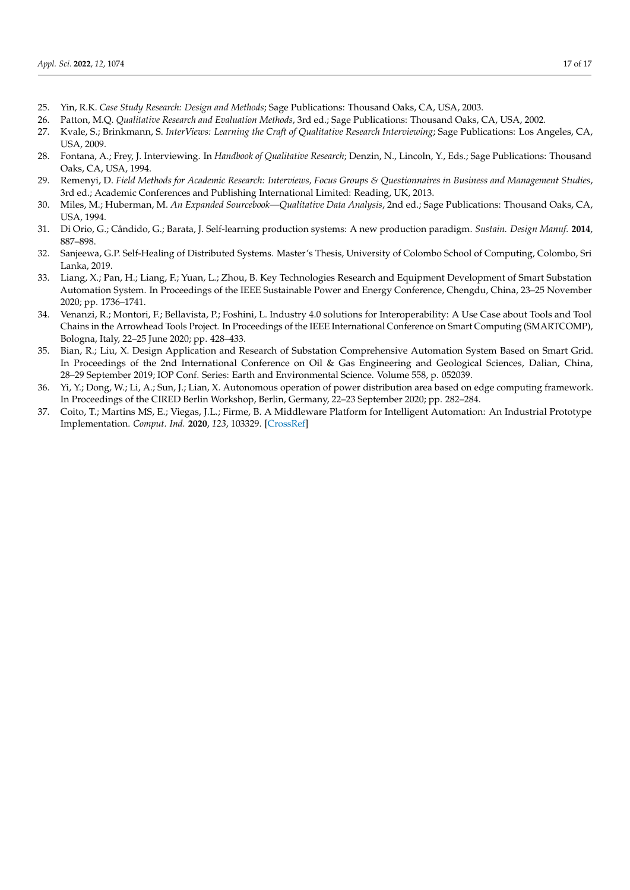25. Yin, R.K. *Case Study Research: Design and Methods*; Sage Publications: Thousand Oaks, CA, USA, 2003.
26. Patton, M.Q. *Qualitative Research and Evaluation Methods*, 3rd ed.; Sage Publications: Thousand Oaks, CA, USA, 2002.
27. Kvale, S.; Brinkmann, S. *InterViews: Learning the Craft of Qualitative Research Interviewing*; Sage Publications: Los Angeles, CA, USA, 2009.
28. Fontana, A.; Frey, J. Interviewing. In *Handbook of Qualitative Research*; Denzin, N., Lincoln, Y., Eds.; Sage Publications: Thousand Oaks, CA, USA, 1994.
29. Remenyi, D. *Field Methods for Academic Research: Interviews, Focus Groups & Questionnaires in Business and Management Studies*, 3rd ed.; Academic Conferences and Publishing International Limited: Reading, UK, 2013.
30. Miles, M.; Huberman, M. *An Expanded Sourcebook—Qualitative Data Analysis*, 2nd ed.; Sage Publications: Thousand Oaks, CA, USA, 1994.
31. Di Orio, G.; Cândido, G.; Barata, J. Self-learning production systems: A new production paradigm. *Sustain. Design Manuf.* **2014**, 887–898.
32. Sanjeewa, G.P. Self-Healing of Distributed Systems. Master's Thesis, University of Colombo School of Computing, Colombo, Sri Lanka, 2019.
33. Liang, X.; Pan, H.; Liang, F.; Yuan, L.; Zhou, B. Key Technologies Research and Equipment Development of Smart Substation Automation System. In Proceedings of the IEEE Sustainable Power and Energy Conference, Chengdu, China, 23–25 November 2020; pp. 1736–1741.
34. Venanzi, R.; Montori, F.; Bellavista, P.; Foshini, L. Industry 4.0 solutions for Interoperability: A Use Case about Tools and Tool Chains in the Arrowhead Tools Project. In Proceedings of the IEEE International Conference on Smart Computing (SMARTCOMP), Bologna, Italy, 22–25 June 2020; pp. 428–433.
35. Bian, R.; Liu, X. Design Application and Research of Substation Comprehensive Automation System Based on Smart Grid. In Proceedings of the 2nd International Conference on Oil & Gas Engineering and Geological Sciences, Dalian, China, 28–29 September 2019; IOP Conf. Series: Earth and Environmental Science. Volume 558, p. 052039.
36. Yi, Y.; Dong, W.; Li, A.; Sun, J.; Lian, X. Autonomous operation of power distribution area based on edge computing framework. In Proceedings of the CIRED Berlin Workshop, Berlin, Germany, 22–23 September 2020; pp. 282–284.
37. Coito, T.; Martins MS, E.; Viegas, J.L.; Firme, B. A Middleware Platform for Intelligent Automation: An Industrial Prototype Implementation. *Comput. Ind.* **2020**, *123*, 103329. [CrossRef]